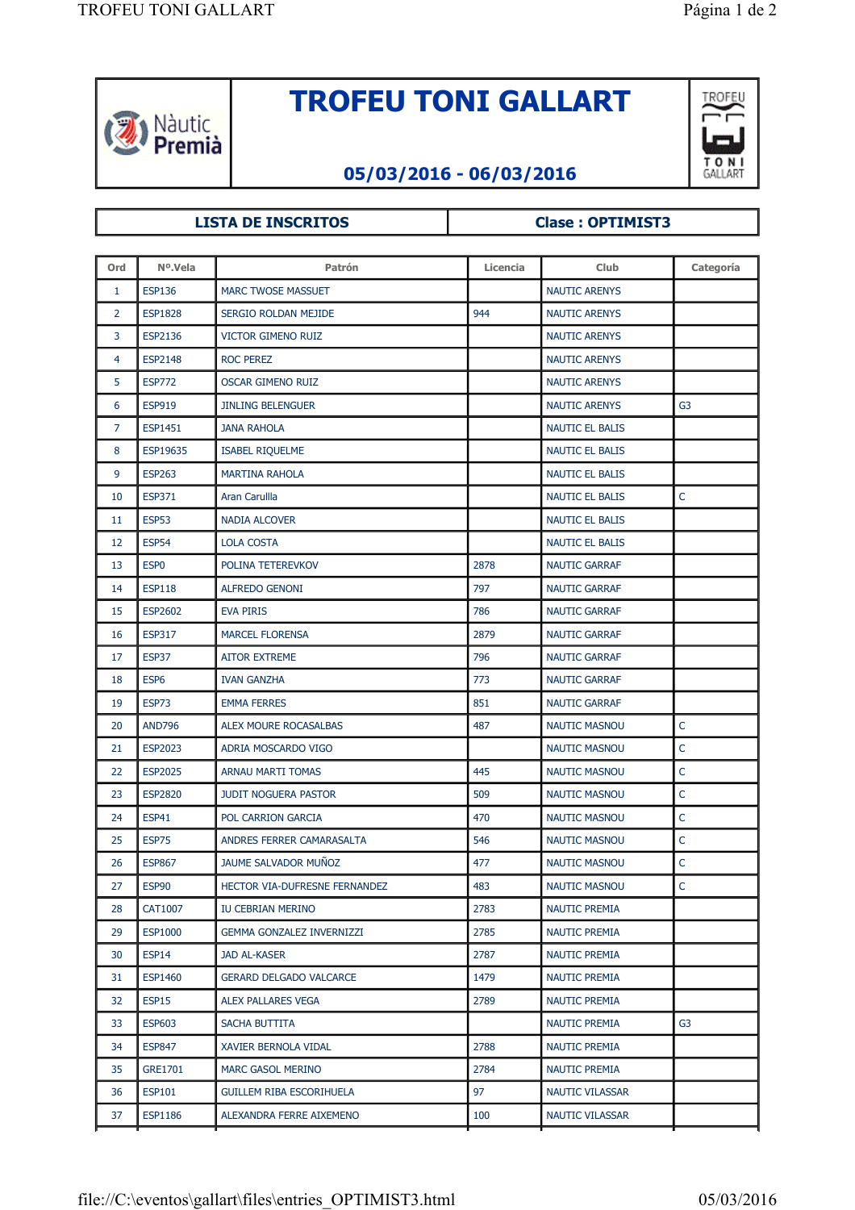# TROFEU TONI GALLART

**05/03/2016 - 06/03/2016**

| LISTA DE INSCRITOS | Clase : OPTIMIST3 |
|---|---|

| Ord | NºVela | Patrón | Licencia | Club | Categoría |
|---|---|---|---|---|---|
| 1 | ESP136 | MARC TWOSE MASSUET | | NAUTIC ARENYS | |
| 2 | ESP1828 | SERGIO ROLDAN MEJIDE | 944 | NAUTIC ARENYS | |
| 3 | ESP2136 | VICTOR GIMENO RUIZ | | NAUTIC ARENYS | |
| 4 | ESP2148 | ROC PEREZ | | NAUTIC ARENYS | |
| 5 | ESP772 | OSCAR GIMENO RUIZ | | NAUTIC ARENYS | |
| 6 | ESP919 | JINLING BELENGUER | | NAUTIC ARENYS | G3 |
| 7 | ESP1451 | JANA RAHOLA | | NAUTIC EL BALIS | |
| 8 | ESP19635 | ISABEL RIQUELME | | NAUTIC EL BALIS | |
| 9 | ESP263 | MARTINA RAHOLA | | NAUTIC EL BALIS | |
| 10 | ESP371 | Aran Carullla | | NAUTIC EL BALIS | C |
| 11 | ESP53 | NADIA ALCOVER | | NAUTIC EL BALIS | |
| 12 | ESP54 | LOLA COSTA | | NAUTIC EL BALIS | |
| 13 | ESP0 | POLINA TETEREVKOV | 2878 | NAUTIC GARRAF | |
| 14 | ESP118 | ALFREDO GENONI | 797 | NAUTIC GARRAF | |
| 15 | ESP2602 | EVA PIRIS | 786 | NAUTIC GARRAF | |
| 16 | ESP317 | MARCEL FLORENSA | 2879 | NAUTIC GARRAF | |
| 17 | ESP37 | AITOR EXTREME | 796 | NAUTIC GARRAF | |
| 18 | ESP6 | IVAN GANZHA | 773 | NAUTIC GARRAF | |
| 19 | ESP73 | EMMA FERRES | 851 | NAUTIC GARRAF | |
| 20 | AND796 | ALEX MOURE ROCASALBAS | 487 | NAUTIC MASNOU | C |
| 21 | ESP2023 | ADRIA MOSCARDO VIGO | | NAUTIC MASNOU | C |
| 22 | ESP2025 | ARNAU MARTI TOMAS | 445 | NAUTIC MASNOU | C |
| 23 | ESP2820 | JUDIT NOGUERA PASTOR | 509 | NAUTIC MASNOU | C |
| 24 | ESP41 | POL CARRION GARCIA | 470 | NAUTIC MASNOU | C |
| 25 | ESP75 | ANDRES FERRER CAMARASALTA | 546 | NAUTIC MASNOU | C |
| 26 | ESP867 | JAUME SALVADOR MUÑOZ | 477 | NAUTIC MASNOU | C |
| 27 | ESP90 | HECTOR VIA-DUFRESNE FERNANDEZ | 483 | NAUTIC MASNOU | C |
| 28 | CAT1007 | IU CEBRIAN MERINO | 2783 | NAUTIC PREMIA | |
| 29 | ESP1000 | GEMMA GONZALEZ INVERNIZZI | 2785 | NAUTIC PREMIA | |
| 30 | ESP14 | JAD AL-KASER | 2787 | NAUTIC PREMIA | |
| 31 | ESP1460 | GERARD DELGADO VALCARCE | 1479 | NAUTIC PREMIA | |
| 32 | ESP15 | ALEX PALLARES VEGA | 2789 | NAUTIC PREMIA | |
| 33 | ESP603 | SACHA BUTTITA | | NAUTIC PREMIA | G3 |
| 34 | ESP847 | XAVIER BERNOLA VIDAL | 2788 | NAUTIC PREMIA | |
| 35 | GRE1701 | MARC GASOL MERINO | 2784 | NAUTIC PREMIA | |
| 36 | ESP101 | GUILLEM RIBA ESCORIHUELA | 97 | NAUTIC VILASSAR | |
| 37 | ESP1186 | ALEXANDRA FERRE AIXEMENO | 100 | NAUTIC VILASSAR | |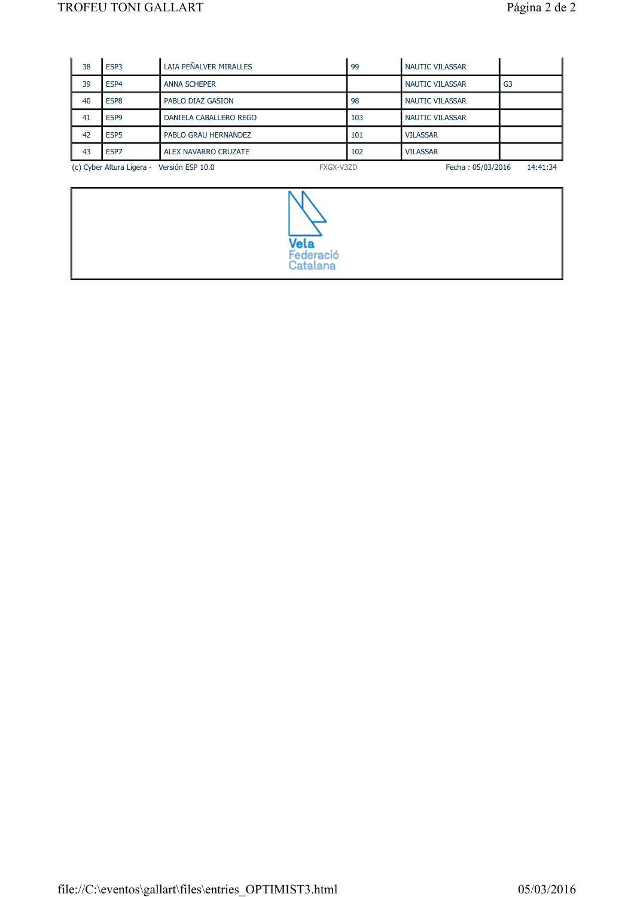| | | | | | |
|---|---|---|---|---|---|
| 38 | ESP3 | LAIA PEÑALVER MIRALLES | 99 | NAUTIC VILASSAR | |
| 39 | ESP4 | ANNA SCHEPER | | NAUTIC VILASSAR | G3 |
| 40 | ESP8 | PABLO DIAZ GASION | 98 | NAUTIC VILASSAR | |
| 41 | ESP9 | DANIELA CABALLERO REGO | 103 | NAUTIC VILASSAR | |
| 42 | ESP5 | PABLO GRAU HERNANDEZ | 101 | VILASSAR | |
| 43 | ESP7 | ALEX NAVARRO CRUZATE | 102 | VILASSAR | |

(c) Cyber Altura Ligera - Versión ESP 10.0 FXGX-V3ZD Fecha : 05/03/2016 14:41:34

Vela
Federació
Catalana